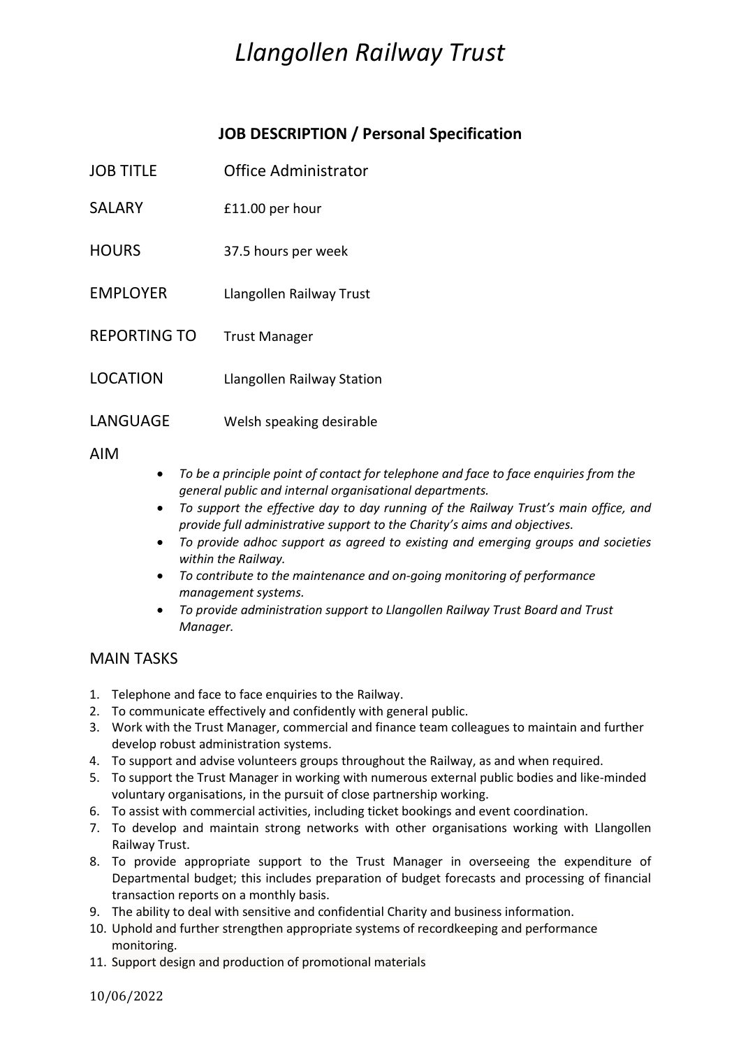# *Llangollen Railway Trust*

## JOB DESCRIPTION / Personal Specification

| | |
|---|---|
| JOB TITLE | Office Administrator |
| SALARY | £11.00 per hour |
| HOURS | 37.5 hours per week |
| EMPLOYER | Llangollen Railway Trust |
| REPORTING TO | Trust Manager |
| LOCATION | Llangollen Railway Station |
| LANGUAGE | Welsh speaking desirable |

AIM

- *To be a principle point of contact for telephone and face to face enquiries from the general public and internal organisational departments.*
- *To support the effective day to day running of the Railway Trust's main office, and provide full administrative support to the Charity's aims and objectives.*
- *To provide adhoc support as agreed to existing and emerging groups and societies within the Railway.*
- *To contribute to the maintenance and on-going monitoring of performance management systems.*
- *To provide administration support to Llangollen Railway Trust Board and Trust Manager.*

## MAIN TASKS

1. Telephone and face to face enquiries to the Railway.
2. To communicate effectively and confidently with general public.
3. Work with the Trust Manager, commercial and finance team colleagues to maintain and further develop robust administration systems.
4. To support and advise volunteers groups throughout the Railway, as and when required.
5. To support the Trust Manager in working with numerous external public bodies and like-minded voluntary organisations, in the pursuit of close partnership working.
6. To assist with commercial activities, including ticket bookings and event coordination.
7. To develop and maintain strong networks with other organisations working with Llangollen Railway Trust.
8. To provide appropriate support to the Trust Manager in overseeing the expenditure of Departmental budget; this includes preparation of budget forecasts and processing of financial transaction reports on a monthly basis.
9. The ability to deal with sensitive and confidential Charity and business information.
10. Uphold and further strengthen appropriate systems of recordkeeping and performance monitoring.
11. Support design and production of promotional materials

10/06/2022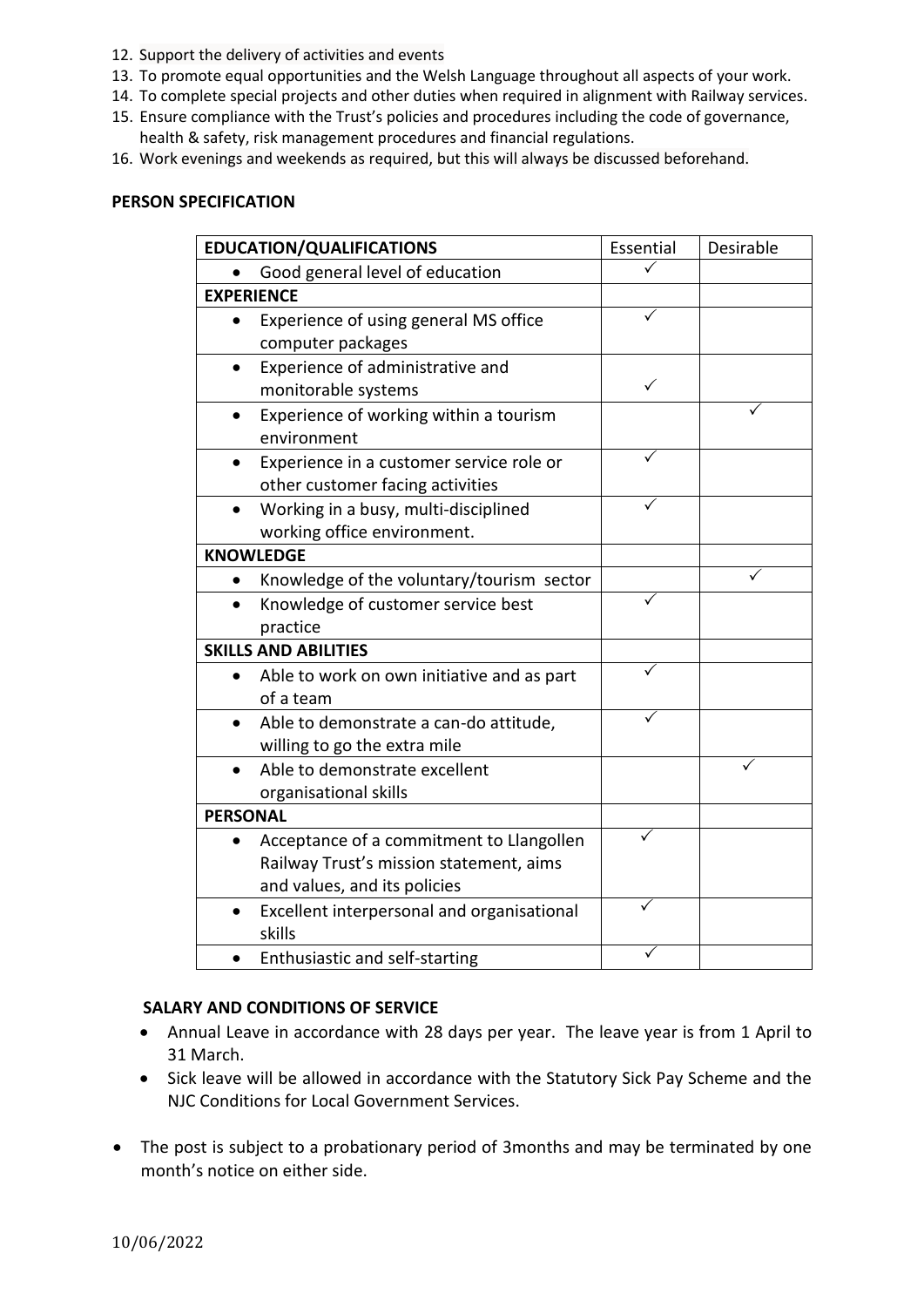12. Support the delivery of activities and events
13. To promote equal opportunities and the Welsh Language throughout all aspects of your work.
14. To complete special projects and other duties when required in alignment with Railway services.
15. Ensure compliance with the Trust's policies and procedures including the code of governance, health & safety, risk management procedures and financial regulations.
16. Work evenings and weekends as required, but this will always be discussed beforehand.

**PERSON SPECIFICATION**

| EDUCATION/QUALIFICATIONS | Essential | Desirable |
|---|---|---|
| • Good general level of education | ✓ | |
| **EXPERIENCE** | | |
| • Experience of using general MS office computer packages | ✓ | |
| • Experience of administrative and monitorable systems | ✓ | |
| • Experience of working within a tourism environment | | ✓ |
| • Experience in a customer service role or other customer facing activities | ✓ | |
| • Working in a busy, multi-disciplined working office environment. | ✓ | |
| **KNOWLEDGE** | | |
| • Knowledge of the voluntary/tourism sector | | ✓ |
| • Knowledge of customer service best practice | ✓ | |
| **SKILLS AND ABILITIES** | | |
| • Able to work on own initiative and as part of a team | ✓ | |
| • Able to demonstrate a can-do attitude, willing to go the extra mile | ✓ | |
| • Able to demonstrate excellent organisational skills | | ✓ |
| **PERSONAL** | | |
| • Acceptance of a commitment to Llangollen Railway Trust's mission statement, aims and values, and its policies | ✓ | |
| • Excellent interpersonal and organisational skills | ✓ | |
| • Enthusiastic and self-starting | ✓ | |

**SALARY AND CONDITIONS OF SERVICE**

- Annual Leave in accordance with 28 days per year. The leave year is from 1 April to 31 March.
- Sick leave will be allowed in accordance with the Statutory Sick Pay Scheme and the NJC Conditions for Local Government Services.

- The post is subject to a probationary period of 3months and may be terminated by one month's notice on either side.

10/06/2022